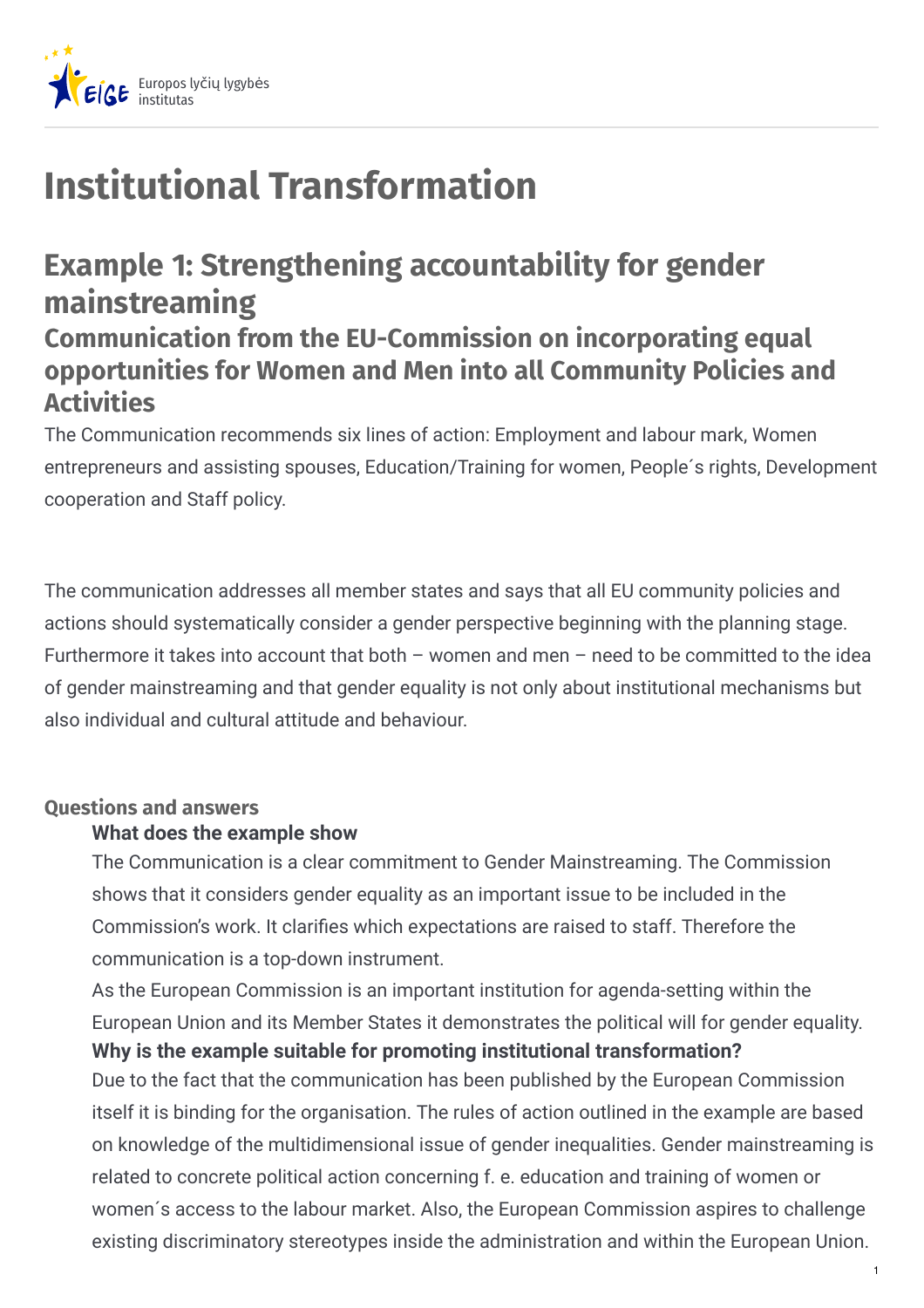Europos lyčių lygybės institutas

# Institutional Transformation

## Example 1: Strengthening accountability for gender mainstreaming

### Communication from the EU-Commission on incorporating equal opportunities for Women and Men into all Community Policies and Activities

The Communication recommends six lines of action: Employment and labour mark, Women entrepreneurs and assisting spouses, Education/Training for women, People´s rights, Development cooperation and Staff policy.

The communication addresses all member states and says that all EU community policies and actions should systematically consider a gender perspective beginning with the planning stage. Furthermore it takes into account that both – women and men – need to be committed to the idea of gender mainstreaming and that gender equality is not only about institutional mechanisms but also individual and cultural attitude and behaviour.

#### Questions and answers

**What does the example show**

The Communication is a clear commitment to Gender Mainstreaming. The Commission shows that it considers gender equality as an important issue to be included in the Commission's work. It clarifies which expectations are raised to staff. Therefore the communication is a top-down instrument.

As the European Commission is an important institution for agenda-setting within the European Union and its Member States it demonstrates the political will for gender equality.

**Why is the example suitable for promoting institutional transformation?**

Due to the fact that the communication has been published by the European Commission itself it is binding for the organisation. The rules of action outlined in the example are based on knowledge of the multidimensional issue of gender inequalities. Gender mainstreaming is related to concrete political action concerning f. e. education and training of women or women´s access to the labour market. Also, the European Commission aspires to challenge existing discriminatory stereotypes inside the administration and within the European Union.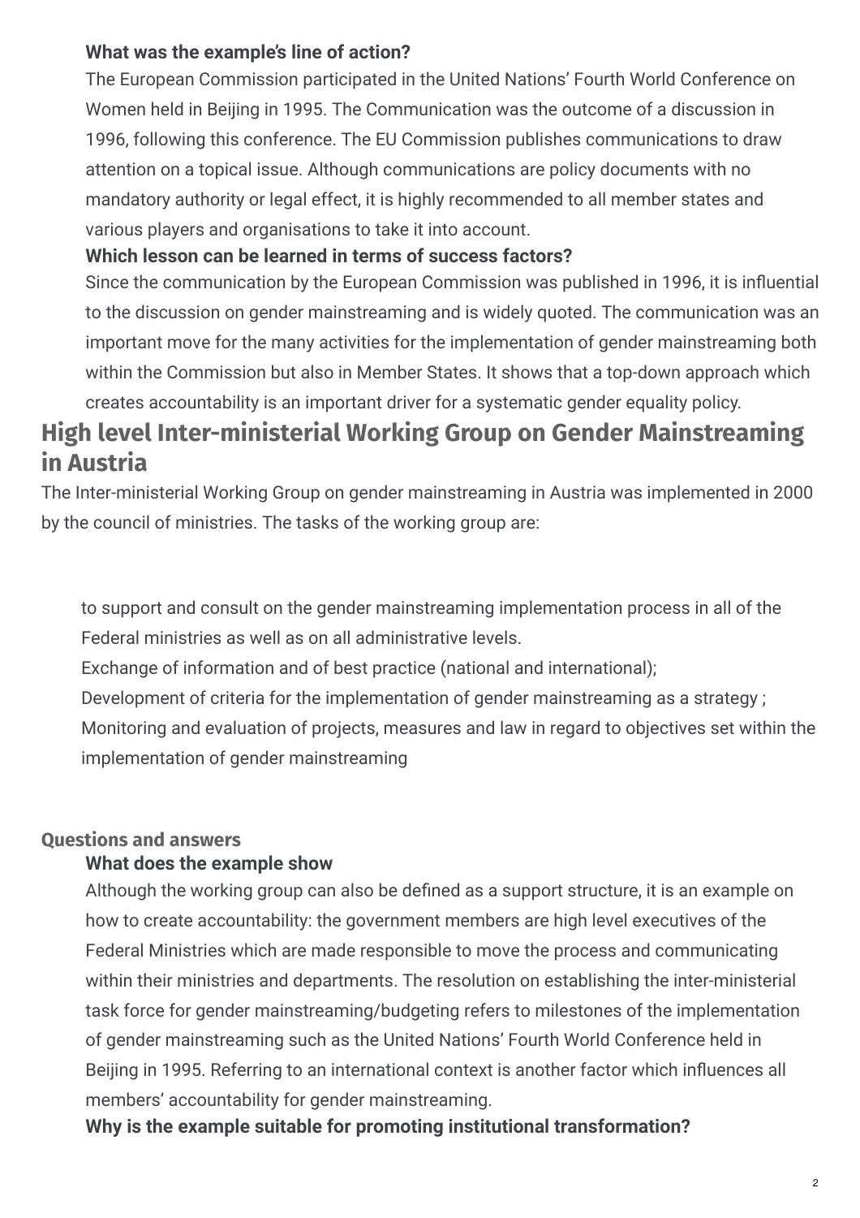**What was the example's line of action?**

The European Commission participated in the United Nations' Fourth World Conference on Women held in Beijing in 1995. The Communication was the outcome of a discussion in 1996, following this conference. The EU Commission publishes communications to draw attention on a topical issue. Although communications are policy documents with no mandatory authority or legal effect, it is highly recommended to all member states and various players and organisations to take it into account.

**Which lesson can be learned in terms of success factors?**

Since the communication by the European Commission was published in 1996, it is influential to the discussion on gender mainstreaming and is widely quoted. The communication was an important move for the many activities for the implementation of gender mainstreaming both within the Commission but also in Member States. It shows that a top-down approach which creates accountability is an important driver for a systematic gender equality policy.

## High level Inter-ministerial Working Group on Gender Mainstreaming in Austria

The Inter-ministerial Working Group on gender mainstreaming in Austria was implemented in 2000 by the council of ministries. The tasks of the working group are:

- to support and consult on the gender mainstreaming implementation process in all of the Federal ministries as well as on all administrative levels.
- Exchange of information and of best practice (national and international);
- Development of criteria for the implementation of gender mainstreaming as a strategy ;
- Monitoring and evaluation of projects, measures and law in regard to objectives set within the implementation of gender mainstreaming

### Questions and answers

**What does the example show**

Although the working group can also be defined as a support structure, it is an example on how to create accountability: the government members are high level executives of the Federal Ministries which are made responsible to move the process and communicating within their ministries and departments. The resolution on establishing the inter-ministerial task force for gender mainstreaming/budgeting refers to milestones of the implementation of gender mainstreaming such as the United Nations' Fourth World Conference held in Beijing in 1995. Referring to an international context is another factor which influences all members' accountability for gender mainstreaming.

**Why is the example suitable for promoting institutional transformation?**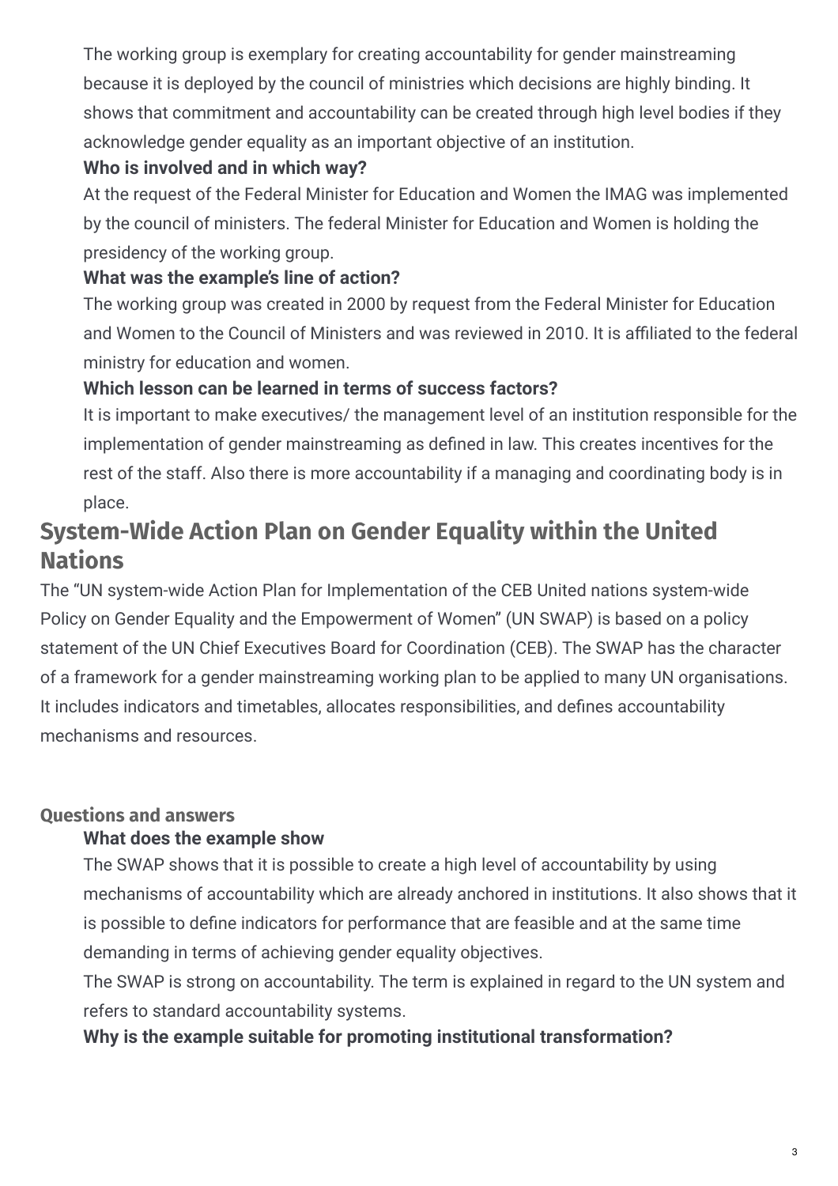The working group is exemplary for creating accountability for gender mainstreaming because it is deployed by the council of ministries which decisions are highly binding. It shows that commitment and accountability can be created through high level bodies if they acknowledge gender equality as an important objective of an institution.

**Who is involved and in which way?**

At the request of the Federal Minister for Education and Women the IMAG was implemented by the council of ministers. The federal Minister for Education and Women is holding the presidency of the working group.

**What was the example's line of action?**

The working group was created in 2000 by request from the Federal Minister for Education and Women to the Council of Ministers and was reviewed in 2010. It is affiliated to the federal ministry for education and women.

**Which lesson can be learned in terms of success factors?**

It is important to make executives/ the management level of an institution responsible for the implementation of gender mainstreaming as defined in law. This creates incentives for the rest of the staff. Also there is more accountability if a managing and coordinating body is in place.

## System-Wide Action Plan on Gender Equality within the United Nations

The "UN system-wide Action Plan for Implementation of the CEB United nations system-wide Policy on Gender Equality and the Empowerment of Women" (UN SWAP) is based on a policy statement of the UN Chief Executives Board for Coordination (CEB). The SWAP has the character of a framework for a gender mainstreaming working plan to be applied to many UN organisations. It includes indicators and timetables, allocates responsibilities, and defines accountability mechanisms and resources.

### Questions and answers

**What does the example show**

The SWAP shows that it is possible to create a high level of accountability by using mechanisms of accountability which are already anchored in institutions. It also shows that it is possible to define indicators for performance that are feasible and at the same time demanding in terms of achieving gender equality objectives.

The SWAP is strong on accountability. The term is explained in regard to the UN system and refers to standard accountability systems.

**Why is the example suitable for promoting institutional transformation?**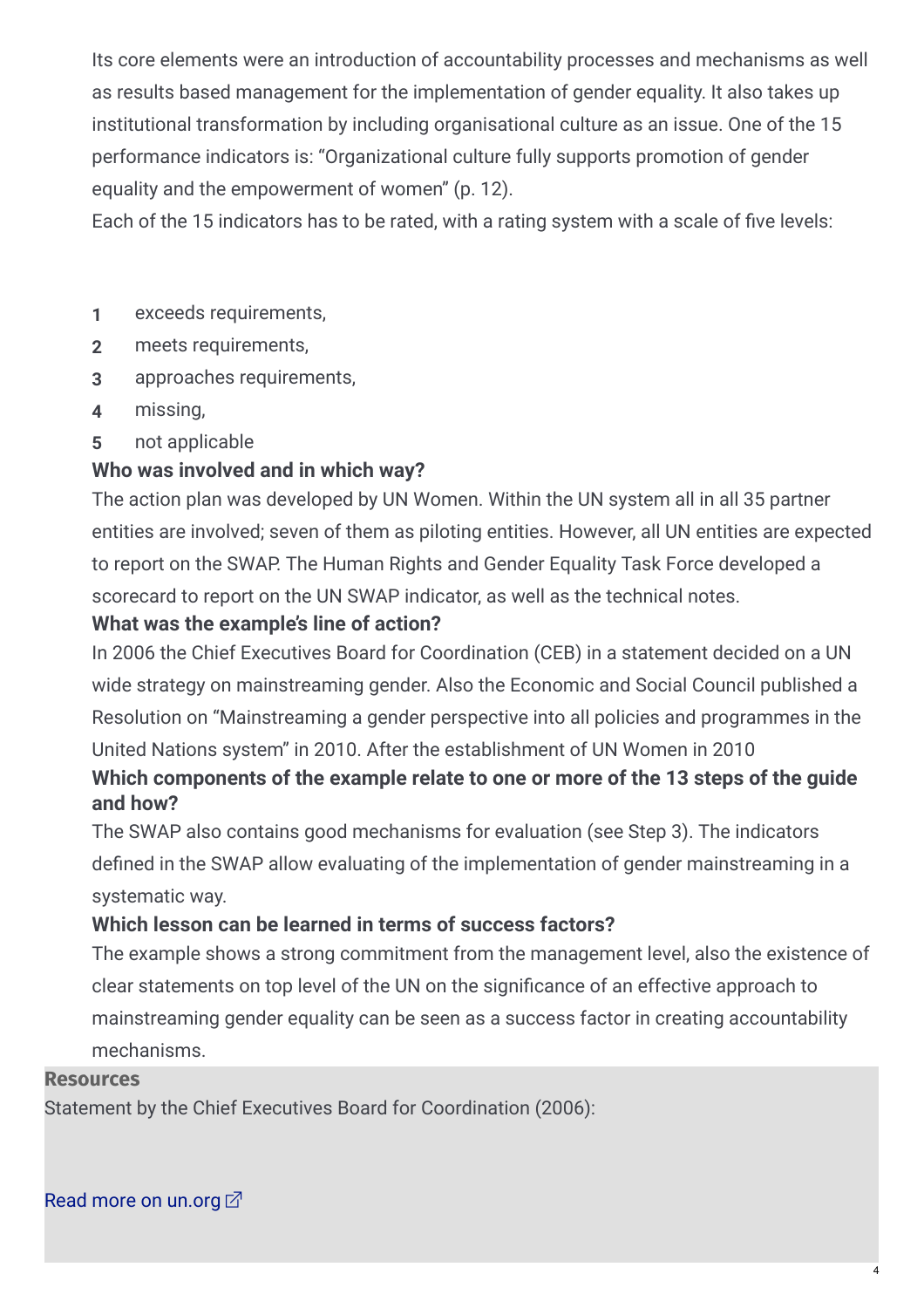Its core elements were an introduction of accountability processes and mechanisms as well as results based management for the implementation of gender equality. It also takes up institutional transformation by including organisational culture as an issue. One of the 15 performance indicators is: “Organizational culture fully supports promotion of gender equality and the empowerment of women” (p. 12).
Each of the 15 indicators has to be rated, with a rating system with a scale of five levels:

1. exceeds requirements,
2. meets requirements,
3. approaches requirements,
4. missing,
5. not applicable

**Who was involved and in which way?**

The action plan was developed by UN Women. Within the UN system all in all 35 partner entities are involved; seven of them as piloting entities. However, all UN entities are expected to report on the SWAP. The Human Rights and Gender Equality Task Force developed a scorecard to report on the UN SWAP indicator, as well as the technical notes.

**What was the example's line of action?**

In 2006 the Chief Executives Board for Coordination (CEB) in a statement decided on a UN wide strategy on mainstreaming gender. Also the Economic and Social Council published a Resolution on “Mainstreaming a gender perspective into all policies and programmes in the United Nations system” in 2010. After the establishment of UN Women in 2010

**Which components of the example relate to one or more of the 13 steps of the guide and how?**

The SWAP also contains good mechanisms for evaluation (see Step 3). The indicators defined in the SWAP allow evaluating of the implementation of gender mainstreaming in a systematic way.

**Which lesson can be learned in terms of success factors?**

The example shows a strong commitment from the management level, also the existence of clear statements on top level of the UN on the significance of an effective approach to mainstreaming gender equality can be seen as a success factor in creating accountability mechanisms.

**Resources**

Statement by the Chief Executives Board for Coordination (2006):

Read more on un.org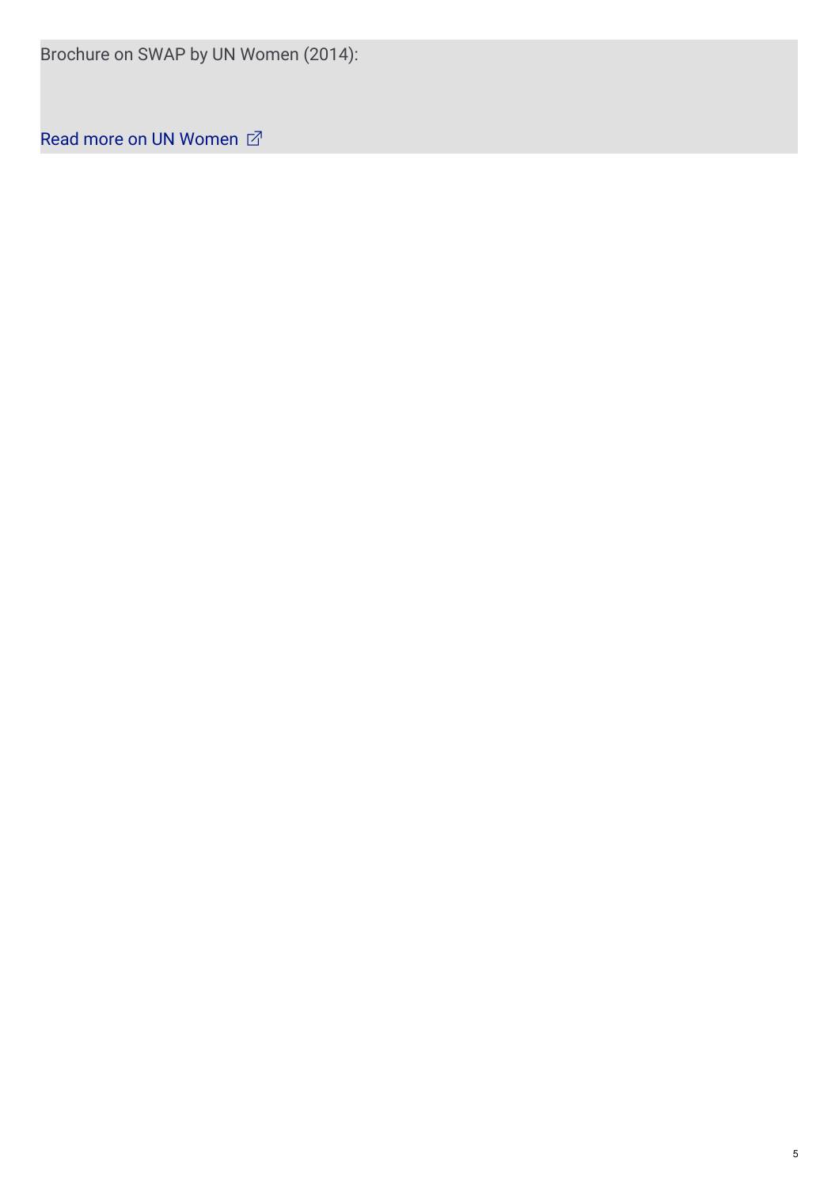Brochure on SWAP by UN Women (2014):

Read more on UN Women